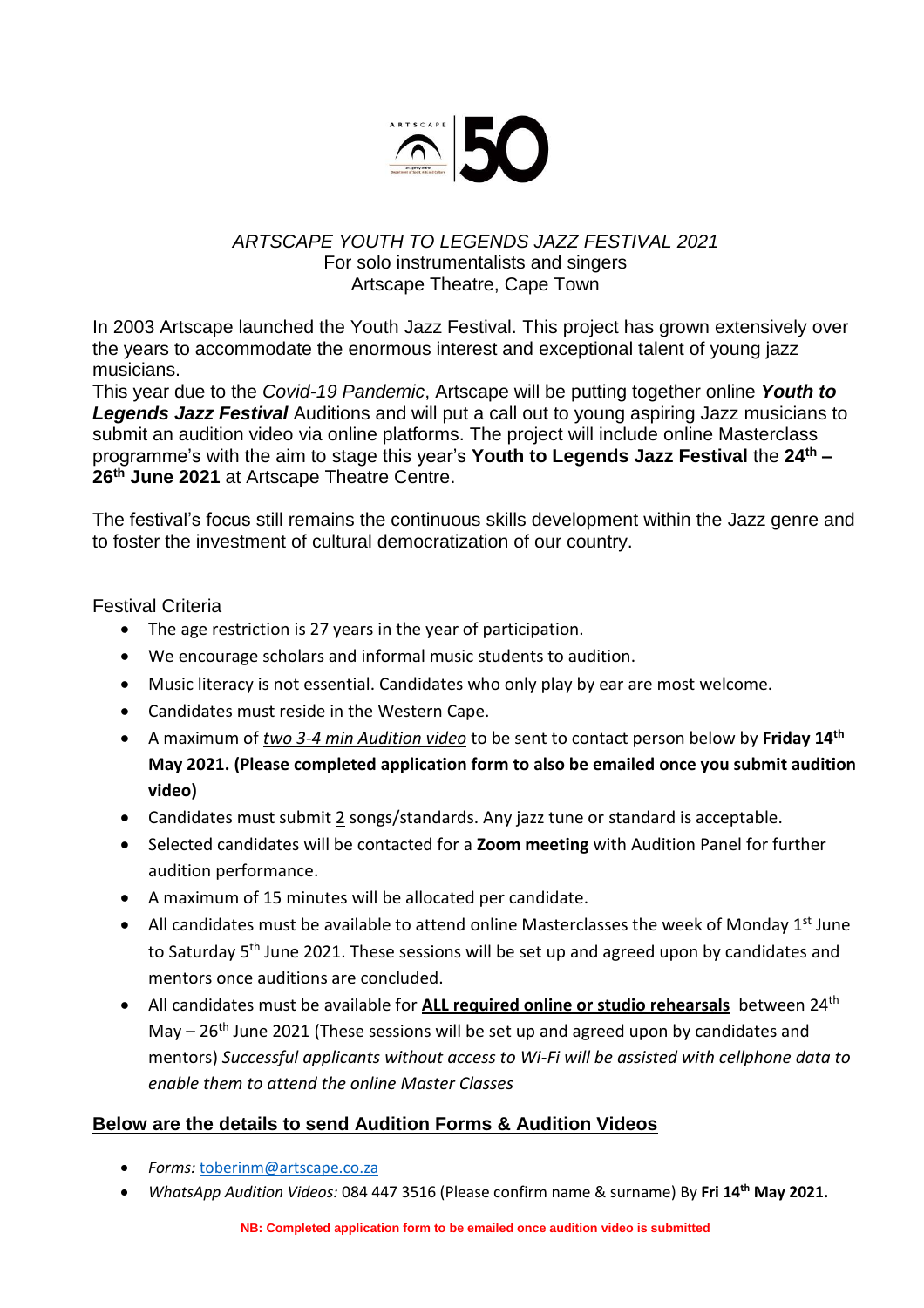*ARTSCAPE YOUTH TO LEGENDS JAZZ FESTIVAL 2021*
For solo instrumentalists and singers
Artscape Theatre, Cape Town

In 2003 Artscape launched the Youth Jazz Festival. This project has grown extensively over the years to accommodate the enormous interest and exceptional talent of young jazz musicians.
This year due to the *Covid-19 Pandemic*, Artscape will be putting together online ***Youth to Legends Jazz Festival*** Auditions and will put a call out to young aspiring Jazz musicians to submit an audition video via online platforms. The project will include online Masterclass programme's with the aim to stage this year's **Youth to Legends Jazz Festival** the **24th – 26th June 2021** at Artscape Theatre Centre.

The festival's focus still remains the continuous skills development within the Jazz genre and to foster the investment of cultural democratization of our country.

Festival Criteria

- The age restriction is 27 years in the year of participation.
- We encourage scholars and informal music students to audition.
- Music literacy is not essential. Candidates who only play by ear are most welcome.
- Candidates must reside in the Western Cape.
- A maximum of *two 3-4 min Audition video* to be sent to contact person below by **Friday 14th May 2021. (Please completed application form to also be emailed once you submit audition video)**
- Candidates must submit 2 songs/standards. Any jazz tune or standard is acceptable.
- Selected candidates will be contacted for a **Zoom meeting** with Audition Panel for further audition performance.
- A maximum of 15 minutes will be allocated per candidate.
- All candidates must be available to attend online Masterclasses the week of Monday 1st June to Saturday 5th June 2021. These sessions will be set up and agreed upon by candidates and mentors once auditions are concluded.
- All candidates must be available for **ALL required online or studio rehearsals** between 24th May – 26th June 2021 (These sessions will be set up and agreed upon by candidates and mentors) *Successful applicants without access to Wi-Fi will be assisted with cellphone data to enable them to attend the online Master Classes*

## Below are the details to send Audition Forms & Audition Videos

- *Forms:* toberinm@artscape.co.za
- *WhatsApp Audition Videos:* 084 447 3516 (Please confirm name & surname) By **Fri 14th May 2021.**

**NB: Completed application form to be emailed once audition video is submitted**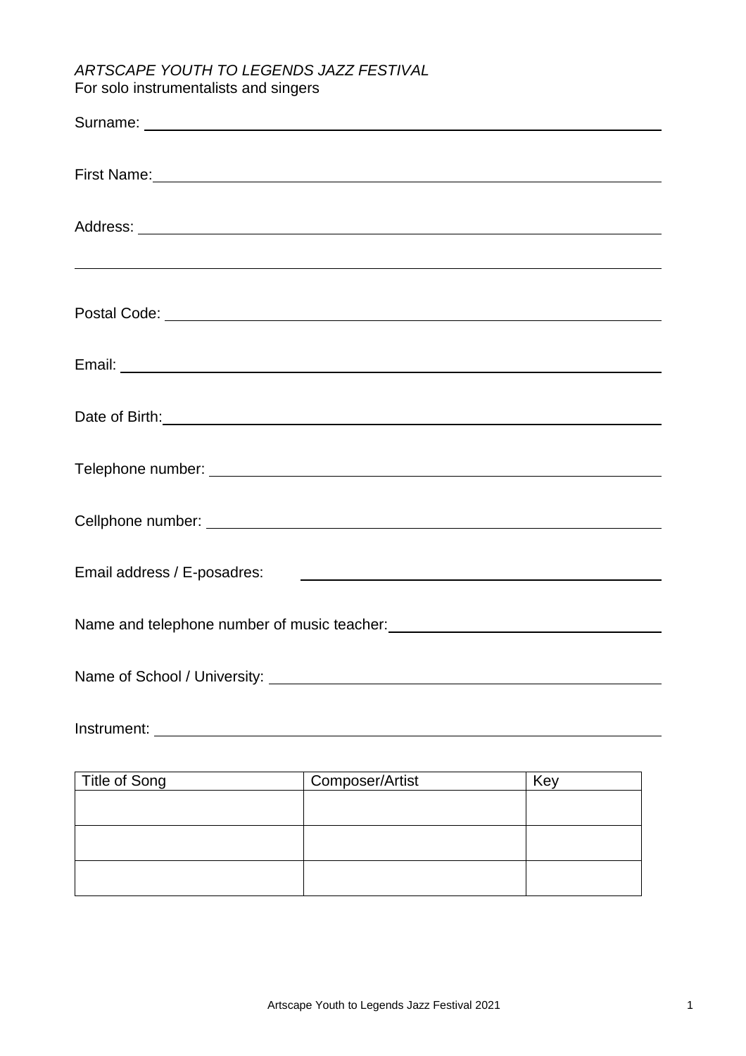*ARTSCAPE YOUTH TO LEGENDS JAZZ FESTIVAL*
For solo instrumentalists and singers

Surname: ______________________________________________

First Name: ______________________________________________

Address: ______________________________________________

______________________________________________

Postal Code: ______________________________________________

Email: ______________________________________________

Date of Birth: ______________________________________________

Telephone number: ______________________________________________

Cellphone number: ______________________________________________

Email address / E-posadres: ______________________________________________

Name and telephone number of music teacher: ______________________________

Name of School / University: ______________________________________________

Instrument: ______________________________________________

| Title of Song | Composer/Artist | Key |
|---|---|---|
| | | |
| | | |
| | | |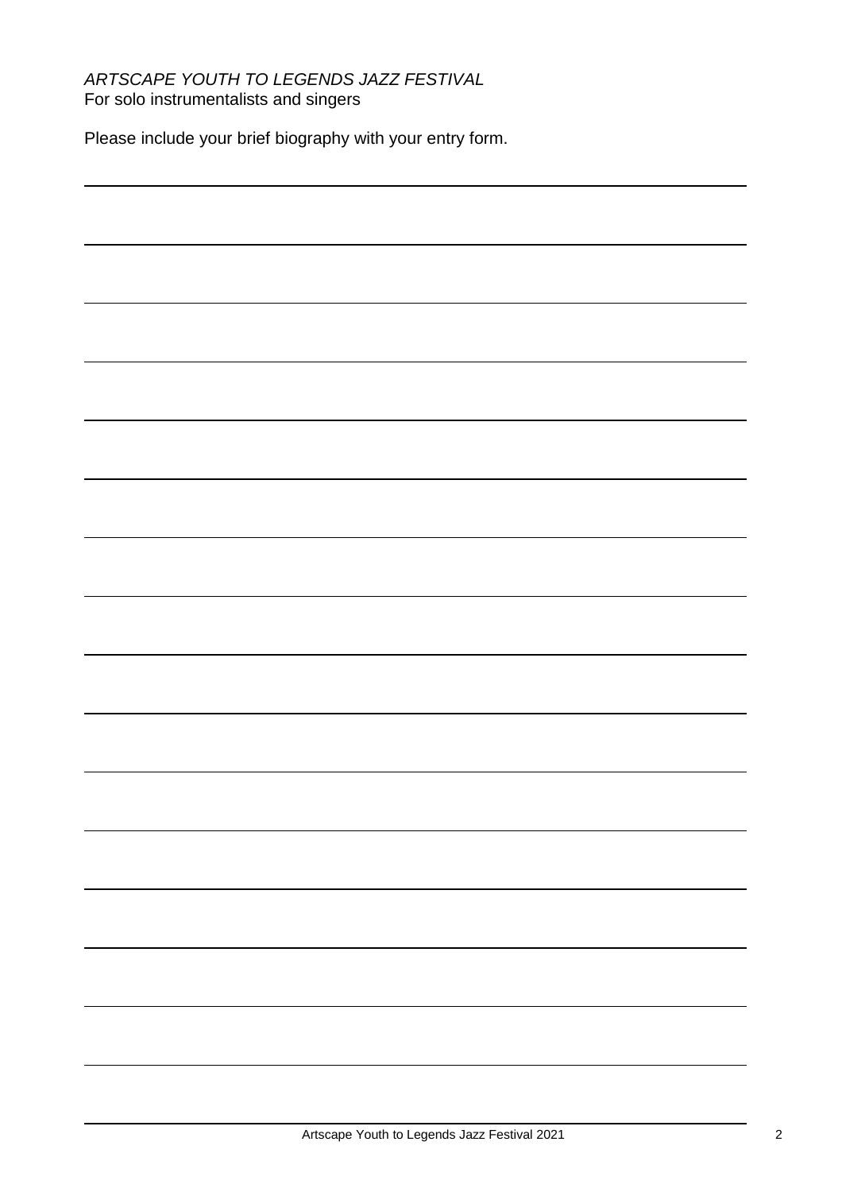*ARTSCAPE YOUTH TO LEGENDS JAZZ FESTIVAL*
For solo instrumentalists and singers

Please include your brief biography with your entry form.